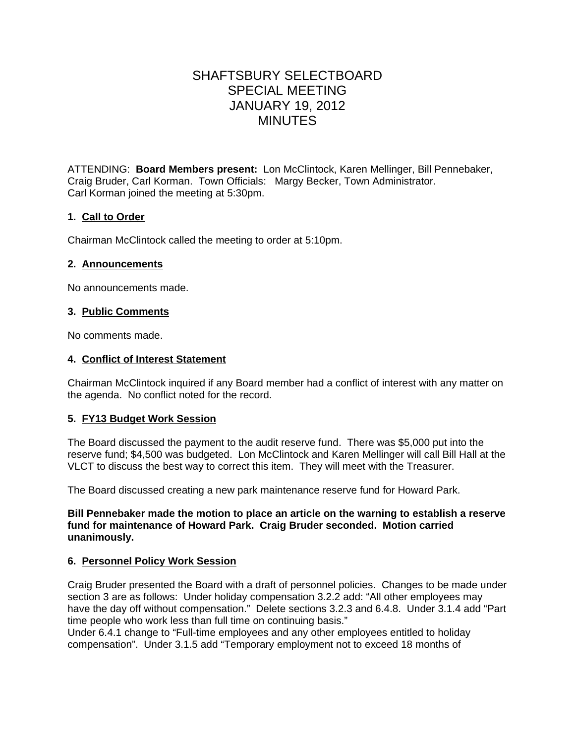# SHAFTSBURY SELECTBOARD
# SPECIAL MEETING
# JANUARY 19, 2012
# MINUTES

ATTENDING: **Board Members present:** Lon McClintock, Karen Mellinger, Bill Pennebaker, Craig Bruder, Carl Korman. Town Officials: Margy Becker, Town Administrator.
Carl Korman joined the meeting at 5:30pm.

**1. Call to Order**

Chairman McClintock called the meeting to order at 5:10pm.

**2. Announcements**

No announcements made.

**3. Public Comments**

No comments made.

**4. Conflict of Interest Statement**

Chairman McClintock inquired if any Board member had a conflict of interest with any matter on the agenda. No conflict noted for the record.

**5. FY13 Budget Work Session**

The Board discussed the payment to the audit reserve fund. There was $5,000 put into the reserve fund; $4,500 was budgeted. Lon McClintock and Karen Mellinger will call Bill Hall at the VLCT to discuss the best way to correct this item. They will meet with the Treasurer.

The Board discussed creating a new park maintenance reserve fund for Howard Park.

**Bill Pennebaker made the motion to place an article on the warning to establish a reserve fund for maintenance of Howard Park. Craig Bruder seconded. Motion carried unanimously.**

**6. Personnel Policy Work Session**

Craig Bruder presented the Board with a draft of personnel policies. Changes to be made under section 3 are as follows: Under holiday compensation 3.2.2 add: "All other employees may have the day off without compensation." Delete sections 3.2.3 and 6.4.8. Under 3.1.4 add "Part time people who work less than full time on continuing basis."
Under 6.4.1 change to "Full-time employees and any other employees entitled to holiday compensation". Under 3.1.5 add "Temporary employment not to exceed 18 months of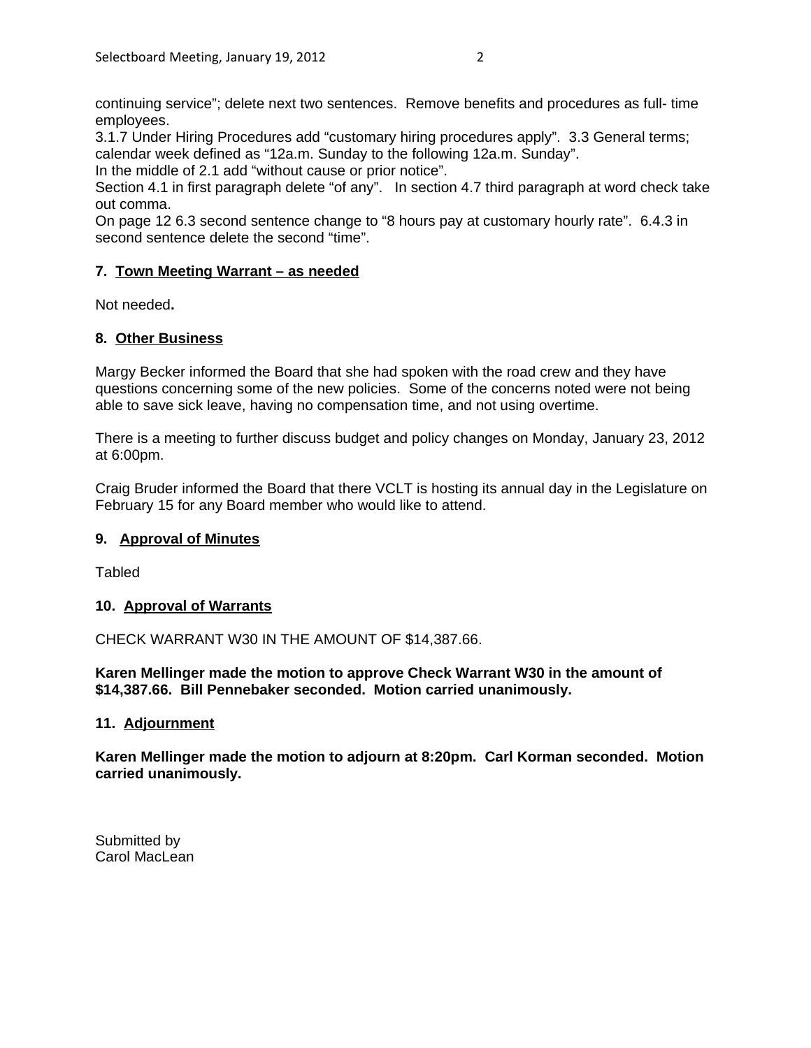continuing service"; delete next two sentences. Remove benefits and procedures as full- time employees.
3.1.7 Under Hiring Procedures add "customary hiring procedures apply". 3.3 General terms; calendar week defined as "12a.m. Sunday to the following 12a.m. Sunday".
In the middle of 2.1 add "without cause or prior notice".
Section 4.1 in first paragraph delete "of any". In section 4.7 third paragraph at word check take out comma.
On page 12 6.3 second sentence change to "8 hours pay at customary hourly rate". 6.4.3 in second sentence delete the second "time".

**7. <u>Town Meeting Warrant – as needed</u>**

Not needed**.**

**8. <u>Other Business</u>**

Margy Becker informed the Board that she had spoken with the road crew and they have questions concerning some of the new policies. Some of the concerns noted were not being able to save sick leave, having no compensation time, and not using overtime.

There is a meeting to further discuss budget and policy changes on Monday, January 23, 2012 at 6:00pm.

Craig Bruder informed the Board that there VCLT is hosting its annual day in the Legislature on February 15 for any Board member who would like to attend.

**9. <u>Approval of Minutes</u>**

Tabled

**10. <u>Approval of Warrants</u>**

CHECK WARRANT W30 IN THE AMOUNT OF $14,387.66.

**Karen Mellinger made the motion to approve Check Warrant W30 in the amount of $14,387.66. Bill Pennebaker seconded. Motion carried unanimously.**

**11. <u>Adjournment</u>**

**Karen Mellinger made the motion to adjourn at 8:20pm. Carl Korman seconded. Motion carried unanimously.**

Submitted by
Carol MacLean